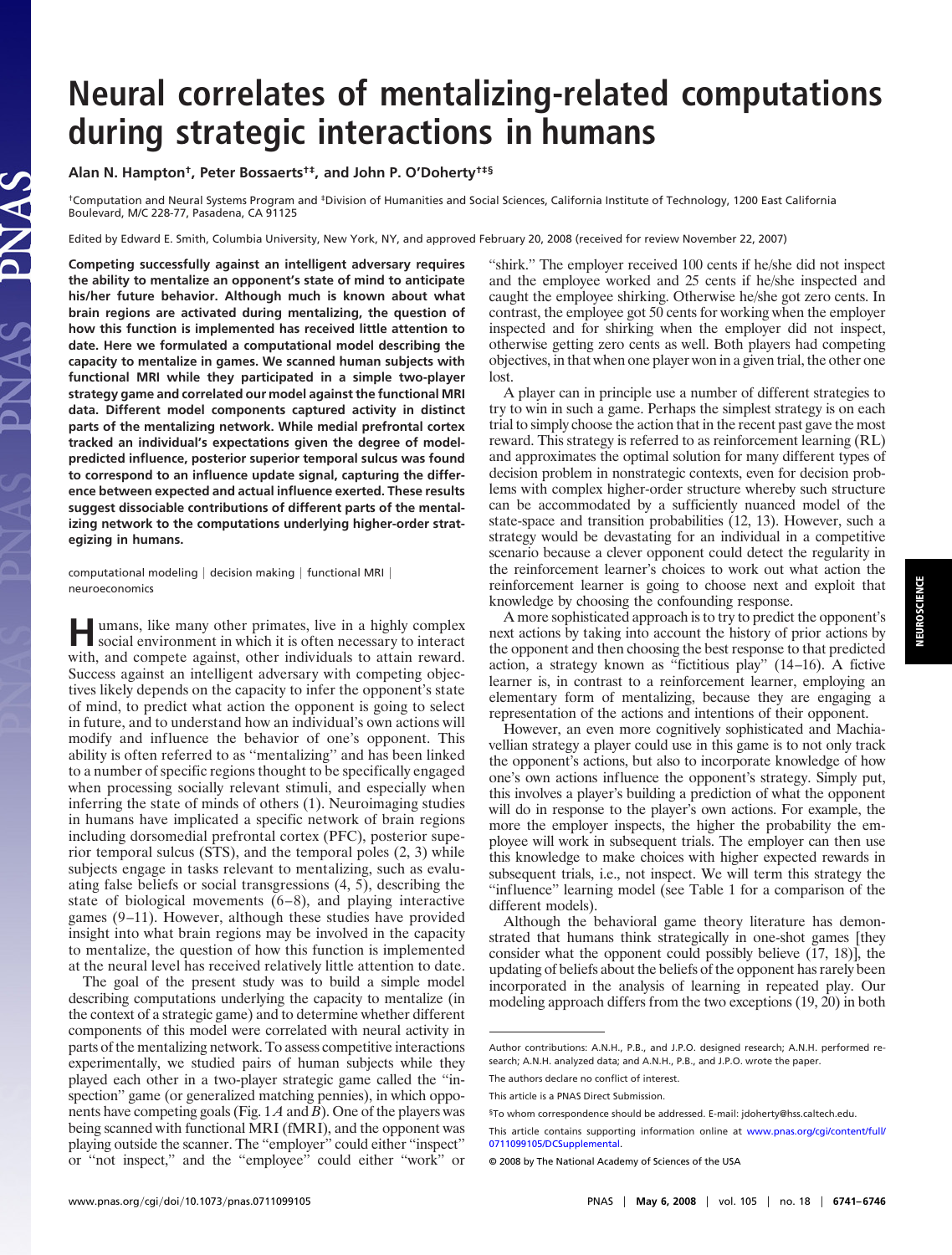# Neural correlates of mentalizing-related computations during strategic interactions in humans

**Alan N. Hampton[†], Peter Bossaerts[†‡], and John P. O'Doherty[†‡§]**

[†]Computation and Neural Systems Program and [‡]Division of Humanities and Social Sciences, California Institute of Technology, 1200 East California Boulevard, M/C 228-77, Pasadena, CA 91125

Edited by Edward E. Smith, Columbia University, New York, NY, and approved February 20, 2008 (received for review November 22, 2007)

**Competing successfully against an intelligent adversary requires the ability to mentalize an opponent's state of mind to anticipate his/her future behavior. Although much is known about what brain regions are activated during mentalizing, the question of how this function is implemented has received little attention to date. Here we formulated a computational model describing the capacity to mentalize in games. We scanned human subjects with functional MRI while they participated in a simple two-player strategy game and correlated our model against the functional MRI data. Different model components captured activity in distinct parts of the mentalizing network. While medial prefrontal cortex tracked an individual's expectations given the degree of model-predicted influence, posterior superior temporal sulcus was found to correspond to an influence update signal, capturing the difference between expected and actual influence exerted. These results suggest dissociable contributions of different parts of the mentalizing network to the computations underlying higher-order strategizing in humans.**

computational modeling | decision making | functional MRI | neuroeconomics

Humans, like many other primates, live in a highly complex social environment in which it is often necessary to interact with, and compete against, other individuals to attain reward. Success against an intelligent adversary with competing objectives likely depends on the capacity to infer the opponent's state of mind, to predict what action the opponent is going to select in future, and to understand how an individual's own actions will modify and influence the behavior of one's opponent. This ability is often referred to as "mentalizing" and has been linked to a number of specific regions thought to be specifically engaged when processing socially relevant stimuli, and especially when inferring the state of minds of others (1). Neuroimaging studies in humans have implicated a specific network of brain regions including dorsomedial prefrontal cortex (PFC), posterior superior temporal sulcus (STS), and the temporal poles (2, 3) while subjects engage in tasks relevant to mentalizing, such as evaluating false beliefs or social transgressions (4, 5), describing the state of biological movements (6–8), and playing interactive games (9–11). However, although these studies have provided insight into what brain regions may be involved in the capacity to mentalize, the question of how this function is implemented at the neural level has received relatively little attention to date.

The goal of the present study was to build a simple model describing computations underlying the capacity to mentalize (in the context of a strategic game) and to determine whether different components of this model were correlated with neural activity in parts of the mentalizing network. To assess competitive interactions experimentally, we studied pairs of human subjects while they played each other in a two-player strategic game called the "inspection" game (or generalized matching pennies), in which opponents have competing goals (Fig. 1 *A* and *B*). One of the players was being scanned with functional MRI (fMRI), and the opponent was playing outside the scanner. The "employer" could either "inspect" or "not inspect," and the "employee" could either "work" or "shirk." The employer received 100 cents if he/she did not inspect and the employee worked and 25 cents if he/she inspected and caught the employee shirking. Otherwise he/she got zero cents. In contrast, the employee got 50 cents for working when the employer inspected and for shirking when the employer did not inspect, otherwise getting zero cents as well. Both players had competing objectives, in that when one player won in a given trial, the other one lost.

A player can in principle use a number of different strategies to try to win in such a game. Perhaps the simplest strategy is on each trial to simply choose the action that in the recent past gave the most reward. This strategy is referred to as reinforcement learning (RL) and approximates the optimal solution for many different types of decision problem in nonstrategic contexts, even for decision problems with complex higher-order structure whereby such structure can be accommodated by a sufficiently nuanced model of the state-space and transition probabilities (12, 13). However, such a strategy would be devastating for an individual in a competitive scenario because a clever opponent could detect the regularity in the reinforcement learner's choices to work out what action the reinforcement learner is going to choose next and exploit that knowledge by choosing the confounding response.

A more sophisticated approach is to try to predict the opponent's next actions by taking into account the history of prior actions by the opponent and then choosing the best response to that predicted action, a strategy known as "fictitious play" (14–16). A fictive learner is, in contrast to a reinforcement learner, employing an elementary form of mentalizing, because they are engaging a representation of the actions and intentions of their opponent.

However, an even more cognitively sophisticated and Machiavellian strategy a player could use in this game is to not only track the opponent's actions, but also to incorporate knowledge of how one's own actions influence the opponent's strategy. Simply put, this involves a player's building a prediction of what the opponent will do in response to the player's own actions. For example, the more the employer inspects, the higher the probability the employee will work in subsequent trials. The employer can then use this knowledge to make choices with higher expected rewards in subsequent trials, i.e., not inspect. We will term this strategy the "influence" learning model (see Table 1 for a comparison of the different models).

Although the behavioral game theory literature has demonstrated that humans think strategically in one-shot games [they consider what the opponent could possibly believe (17, 18)], the updating of beliefs about the beliefs of the opponent has rarely been incorporated in the analysis of learning in repeated play. Our modeling approach differs from the two exceptions (19, 20) in both

Author contributions: A.N.H., P.B., and J.P.O. designed research; A.N.H. performed research; A.N.H. analyzed data; and A.N.H., P.B., and J.P.O. wrote the paper.

The authors declare no conflict of interest.

This article is a PNAS Direct Submission.

[§]To whom correspondence should be addressed. E-mail: jdoherty@hss.caltech.edu.

This article contains supporting information online at www.pnas.org/cgi/content/full/0711099105/DCSupplemental.

© 2008 by The National Academy of Sciences of the USA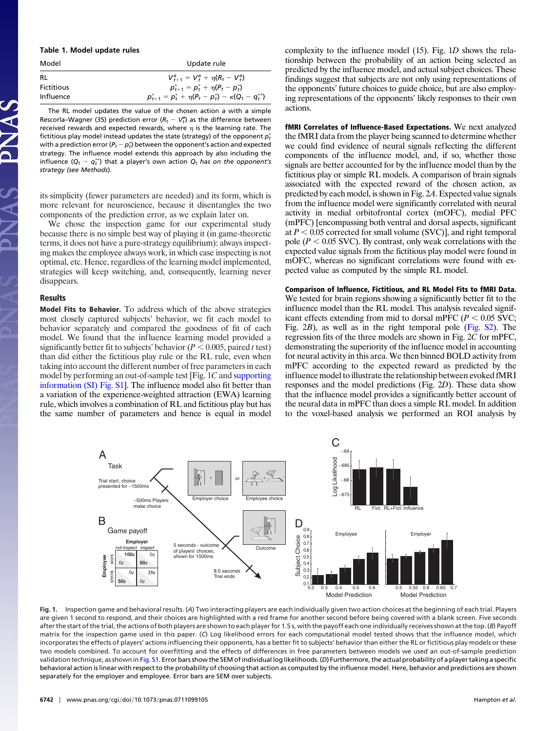**Table 1. Model update rules**

| Model | Update rule |
|---|---|
| RL | $V^a_{t+1} = V^a_t + \eta(R_t - V^a_t)$ |
| Fictitious | $p^*_{t+1} = p^*_t + \eta(P_t - p^*_t)$ |
| Influence | $p^*_{t+1} = p^*_t + \eta(P_t - p^*_t) - \kappa(Q_t - q^{**}_t)$ |

The RL model updates the value of the chosen action $a$ with a simple Rescorla–Wagner (35) prediction error ($R_t - V^a_t$) as the difference between received rewards and expected rewards, where $\eta$ is the learning rate. The fictitious play model instead updates the state (strategy) of the opponent $p^*_t$ with a prediction error ($P_t - p^*_t$) between the opponent's action and expected strategy. The influence model extends this approach by also including the influence ($Q_t - q^{**}_t$) that a player's own action $Q_t$ *has on the opponent's strategy (see Methods)*.

its simplicity (fewer parameters are needed) and its form, which is more relevant for neuroscience, because it disentangles the two components of the prediction error, as we explain later on.

We chose the inspection game for our experimental study because there is no simple best way of playing it (in game-theoretic terms, it does not have a pure-strategy equilibrium): always inspecting makes the employee always work, in which case inspecting is not optimal, etc. Hence, regardless of the learning model implemented, strategies will keep switching, and, consequently, learning never disappears.

## Results

**Model Fits to Behavior.** To address which of the above strategies most closely captured subjects' behavior, we fit each model to behavior separately and compared the goodness of fit of each model. We found that the influence learning model provided a significantly better fit to subjects' behavior ($P < 0.005$, paired $t$ test) than did either the fictitious play rule or the RL rule, even when taking into account the different number of free parameters in each model by performing an out-of-sample test [Fig. 1*C* and supporting information (SI) Fig. S1]. The influence model also fit better than a variation of the experience-weighted attraction (EWA) learning rule, which involves a combination of RL and fictitious play but has the same number of parameters and hence is equal in model complexity to the influence model (15). Fig. 1*D* shows the relationship between the probability of an action being selected as predicted by the influence model, and actual subject choices. These findings suggest that subjects are not only using representations of the opponents' future choices to guide choice, but are also employing representations of the opponents' likely responses to their own actions.

**fMRI Correlates of Influence-Based Expectations.** We next analyzed the fMRI data from the player being scanned to determine whether we could find evidence of neural signals reflecting the different components of the influence model, and, if so, whether those signals are better accounted for by the influence model than by the fictitious play or simple RL models. A comparison of brain signals associated with the expected reward of the chosen action, as predicted by each model, is shown in Fig. 2*A*. Expected value signals from the influence model were significantly correlated with neural activity in medial orbitofrontal cortex (mOFC), medial PFC (mPFC) [encompassing both ventral and dorsal aspects, significant at $P < 0.05$ corrected for small volume (SVC)], and right temporal pole ($P < 0.05$ SVC). By contrast, only weak correlations with the expected value signals from the fictitious play model were found in mOFC, whereas no significant correlations were found with expected value as computed by the simple RL model.

**Comparison of Influence, Fictitious, and RL Model Fits to fMRI Data.** We tested for brain regions showing a significantly better fit to the influence model than the RL model. This analysis revealed significant effects extending from mid to dorsal mPFC ($P < 0.05$ SVC; Fig. 2*B*), as well as in the right temporal pole (Fig. S2). The regression fits of the three models are shown in Fig. 2*C* for mPFC, demonstrating the superiority of the influence model in accounting for neural activity in this area. We then binned BOLD activity from mPFC according to the expected reward as predicted by the influence model to illustrate the relationship between evoked fMRI responses and the model predictions (Fig. 2*D*). These data show that the influence model provides a significantly better account of the neural data in mPFC than does a simple RL model. In addition to the voxel-based analysis we performed an ROI analysis by

**Fig. 1.** Inspection game and behavioral results. (*A*) Two interacting players are each individually given two action choices at the beginning of each trial. Players are given 1 second to respond, and their choices are highlighted with a red frame for another second before being covered with a blank screen. Five seconds after the start of the trial, the actions of both players are shown to each player for 1.5 s, with the payoff each one individually receives shown at the top. (*B*) Payoff matrix for the inspection game used in this paper. (*C*) Log likelihood errors for each computational model tested shows that the influence model, which incorporates the effects of players' actions influencing their opponents, has a better fit to subjects' behavior than either the RL or fictitious play models or these two models combined. To account for overfitting and the effects of differences in free parameters between models we used an out-of-sample prediction validation technique, as shown in Fig. S1. Error bars show the SEM of individual log likelihoods. (*D*) Furthermore, the actual probability of a player taking a specific behavioral action is linear with respect to the probability of choosing that action as computed by the influence model. Here, behavior and predictions are shown separately for the employer and employee. Error bars are SEM over subjects.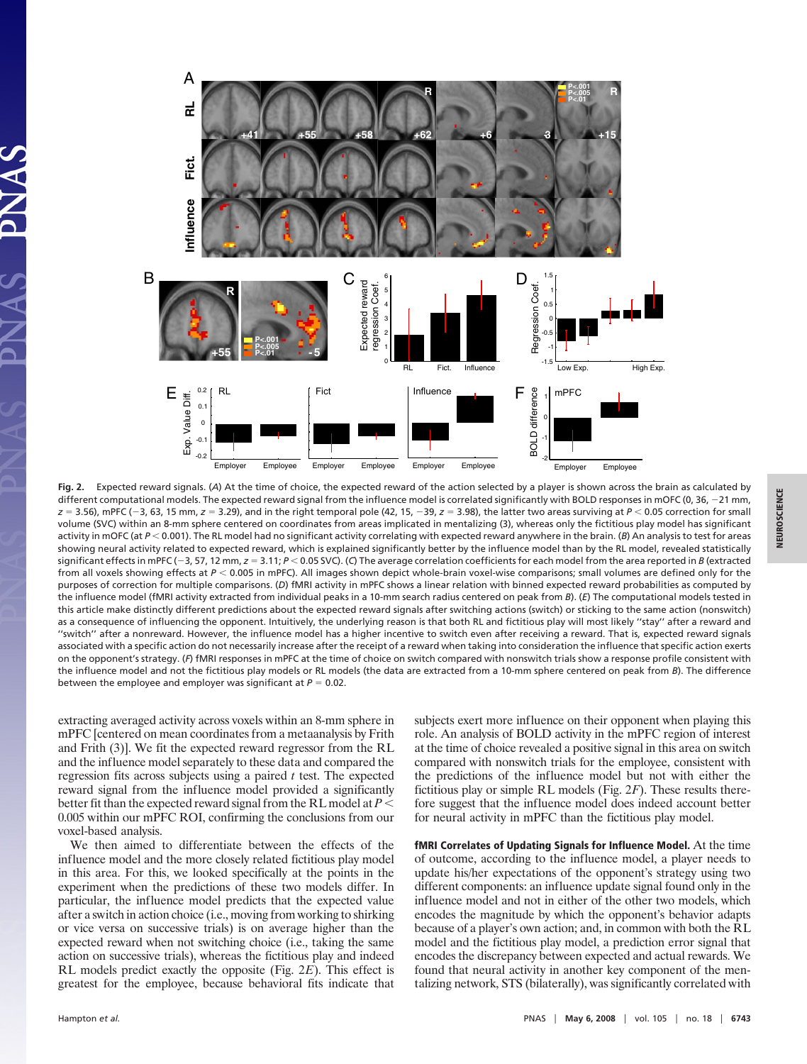A

RL

Fict.

Influence

R

+41 +55 +58 +62 +6 -3 +15

P<.001
P<.005
P<.01

R

B

R

+55

P<.001
P<.005
P<.01

-5

C

Expected reward regression Coef.

6 5 4 3 2 1 0

RL Fict. Influence

D

Regression Coef.

1.5 1 0.5 0 -0.5 -1 -1.5

Low Exp. High Exp.

E

Exp. Value Diff.

0.2 0.1 0 -0.1 -0.2

RL

Employer Employee

Fict

Employer Employee

Influence

Employer Employee

F

BOLD difference

1 0 -1 -2

mPFC

Employer Employee

**Fig. 2.** Expected reward signals. (*A*) At the time of choice, the expected reward of the action selected by a player is shown across the brain as calculated by different computational models. The expected reward signal from the influence model is correlated significantly with BOLD responses in mOFC (0, 36, −21 mm, $z = 3.56$), mPFC (−3, 63, 15 mm, $z = 3.29$), and in the right temporal pole (42, 15, −39, $z = 3.98$), the latter two areas surviving at $P < 0.05$ correction for small volume (SVC) within an 8-mm sphere centered on coordinates from areas implicated in mentalizing (3), whereas only the fictitious play model has significant activity in mOFC (at $P < 0.001$). The RL model had no significant activity correlating with expected reward anywhere in the brain. (*B*) An analysis to test for areas showing neural activity related to expected reward, which is explained significantly better by the influence model than by the RL model, revealed statistically significant effects in mPFC (−3, 57, 12 mm, $z = 3.11$; $P < 0.05$ SVC). (*C*) The average correlation coefficients for each model from the area reported in *B* (extracted from all voxels showing effects at $P < 0.005$ in mPFC). All images shown depict whole-brain voxel-wise comparisons; small volumes are defined only for the purposes of correction for multiple comparisons. (*D*) fMRI activity in mPFC shows a linear relation with binned expected reward probabilities as computed by the influence model (fMRI activity extracted from individual peaks in a 10-mm search radius centered on peak from *B*). (*E*) The computational models tested in this article make distinctly different predictions about the expected reward signals after switching actions (switch) or sticking to the same action (nonswitch) as a consequence of influencing the opponent. Intuitively, the underlying reason is that both RL and fictitious play will most likely "stay" after a reward and "switch" after a nonreward. However, the influence model has a higher incentive to switch even after receiving a reward. That is, expected reward signals associated with a specific action do not necessarily increase after the receipt of a reward when taking into consideration the influence that specific action exerts on the opponent's strategy. (*F*) fMRI responses in mPFC at the time of choice on switch compared with nonswitch trials show a response profile consistent with the influence model and not the fictitious play models or RL models (the data are extracted from a 10-mm sphere centered on peak from *B*). The difference between the employee and employer was significant at $P = 0.02$.

extracting averaged activity across voxels within an 8-mm sphere in mPFC [centered on mean coordinates from a metaanalysis by Frith and Frith (3)]. We fit the expected reward regressor from the RL and the influence model separately to these data and compared the regression fits across subjects using a paired *t* test. The expected reward signal from the influence model provided a significantly better fit than the expected reward signal from the RL model at $P < 0.005$ within our mPFC ROI, confirming the conclusions from our voxel-based analysis.

We then aimed to differentiate between the effects of the influence model and the more closely related fictitious play model in this area. For this, we looked specifically at the points in the experiment when the predictions of these two models differ. In particular, the influence model predicts that the expected value after a switch in action choice (i.e., moving from working to shirking or vice versa on successive trials) is on average higher than the expected reward when not switching choice (i.e., taking the same action on successive trials), whereas the fictitious play and indeed RL models predict exactly the opposite (Fig. 2*E*). This effect is greatest for the employee, because behavioral fits indicate that subjects exert more influence on their opponent when playing this role. An analysis of BOLD activity in the mPFC region of interest at the time of choice revealed a positive signal in this area on switch compared with nonswitch trials for the employee, consistent with the predictions of the influence model but not with either the fictitious play or simple RL models (Fig. 2*F*). These results therefore suggest that the influence model does indeed account better for neural activity in mPFC than the fictitious play model.

**fMRI Correlates of Updating Signals for Influence Model.** At the time of outcome, according to the influence model, a player needs to update his/her expectations of the opponent's strategy using two different components: an influence update signal found only in the influence model and not in either of the other two models, which encodes the magnitude by which the opponent's behavior adapts because of a player's own action; and, in common with both the RL model and the fictitious play model, a prediction error signal that encodes the discrepancy between expected and actual rewards. We found that neural activity in another key component of the mentalizing network, STS (bilaterally), was significantly correlated with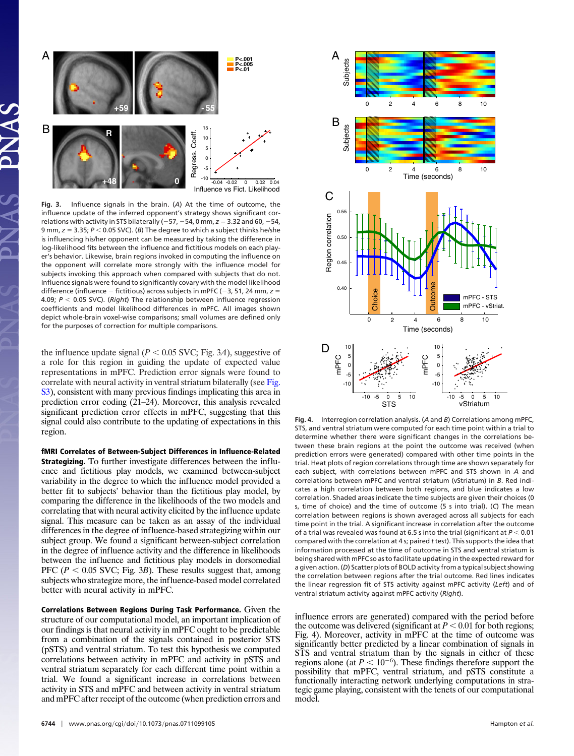A

P<.001
P<.005
P<.01

+59

-55

B

R

+48

0

Regress. Coeff.

15
10
5
0
-5
-10

-0.04 -0.02 0 0.02 0.04

Influence vs Fict. Likelihood

**Fig. 3.** Influence signals in the brain. (*A*) At the time of outcome, the influence update of the inferred opponent's strategy shows significant correlations with activity in STS bilaterally (−57, −54, 0 mm, $z = 3.32$ and 60, −54, 9 mm, $z = 3.35$; $P < 0.05$ SVC). (*B*) The degree to which a subject thinks he/she is influencing his/her opponent can be measured by taking the difference in log-likelihood fits between the influence and fictitious models on each player's behavior. Likewise, brain regions invoked in computing the influence on the opponent will correlate more strongly with the influence model for subjects invoking this approach when compared with subjects that do not. Influence signals were found to significantly covary with the model likelihood difference (influence − fictitious) across subjects in mPFC (−3, 51, 24 mm, $z = 4.09$; $P < 0.05$ SVC). (*Right*) The relationship between influence regression coefficients and model likelihood differences in mPFC. All images shown depict whole-brain voxel-wise comparisons; small volumes are defined only for the purposes of correction for multiple comparisons.

the influence update signal ($P < 0.05$ SVC; Fig. 3*A*), suggestive of a role for this region in guiding the update of expected value representations in mPFC. Prediction error signals were found to correlate with neural activity in ventral striatum bilaterally (see Fig. S3), consistent with many previous findings implicating this area in prediction error coding (21–24). Moreover, this analysis revealed significant prediction error effects in mPFC, suggesting that this signal could also contribute to the updating of expectations in this region.

**fMRI Correlates of Between-Subject Differences in Influence-Related Strategizing.** To further investigate differences between the influence and fictitious play models, we examined between-subject variability in the degree to which the influence model provided a better fit to subjects' behavior than the fictitious play model, by comparing the difference in the likelihoods of the two models and correlating that with neural activity elicited by the influence update signal. This measure can be taken as an assay of the individual differences in the degree of influence-based strategizing within our subject group. We found a significant between-subject correlation in the degree of influence activity and the difference in likelihoods between the influence and fictitious play models in dorsomedial PFC ($P < 0.05$ SVC; Fig. 3*B*). These results suggest that, among subjects who strategize more, the influence-based model correlated better with neural activity in mPFC.

**Correlations Between Regions During Task Performance.** Given the structure of our computational model, an important implication of our findings is that neural activity in mPFC ought to be predictable from a combination of the signals contained in posterior STS (pSTS) and ventral striatum. To test this hypothesis we computed correlations between activity in mPFC and activity in pSTS and ventral striatum separately for each different time point within a trial. We found a significant increase in correlations between activity in STS and mPFC and between activity in ventral striatum and mPFC after receipt of the outcome (when prediction errors and influence errors are generated) compared with the period before the outcome was delivered (significant at $P < 0.01$ for both regions; Fig. 4). Moreover, activity in mPFC at the time of outcome was significantly better predicted by a linear combination of signals in STS and ventral striatum than by the signals in either of these regions alone (at $P < 10^{-6}$). These findings therefore support the possibility that mPFC, ventral striatum, and pSTS constitute a functionally interacting network underlying computations in strategic game playing, consistent with the tenets of our computational model.

A

Subjects

0 2 4 6 8 10

B

Subjects

0 2 4 6 8 10

Time (seconds)

C

Region correlation

0.55
0.50
0.45
0.40

Choice

Outcome

mPFC - STS
mPFC - vStriat.

0 2 4 6 8 10

Time (seconds)

D

mPFC

10
5
0
-5
-10

-10 -5 0 5 10

STS

mPFC

10
5
0
-5
-10

-10 -5 0 5 10

vStriatum

**Fig. 4.** Interregion correlation analysis. (*A* and *B*) Correlations among mPFC, STS, and ventral striatum were computed for each time point within a trial to determine whether there were significant changes in the correlations between these brain regions at the point the outcome was received (when prediction errors were generated) compared with other time points in the trial. Heat plots of region correlations through time are shown separately for each subject, with correlations between mPFC and STS shown in *A* and correlations between mPFC and ventral striatum (vStriatum) in *B*. Red indicates a high correlation between both regions, and blue indicates a low correlation. Shaded areas indicate the time subjects are given their choices (0 s, time of choice) and the time of outcome (5 s into trial). (*C*) The mean correlation between regions is shown averaged across all subjects for each time point in the trial. A significant increase in correlation after the outcome of a trial was revealed was found at 6.5 s into the trial (significant at $P < 0.01$ compared with the correlation at 4 s; paired *t* test). This supports the idea that information processed at the time of outcome in STS and ventral striatum is being shared with mPFC so as to facilitate updating in the expected reward for a given action. (*D*) Scatter plots of BOLD activity from a typical subject showing the correlation between regions after the trial outcome. Red lines indicates the linear regression fit of STS activity against mPFC activity (*Left*) and of ventral striatum activity against mPFC activity (*Right*).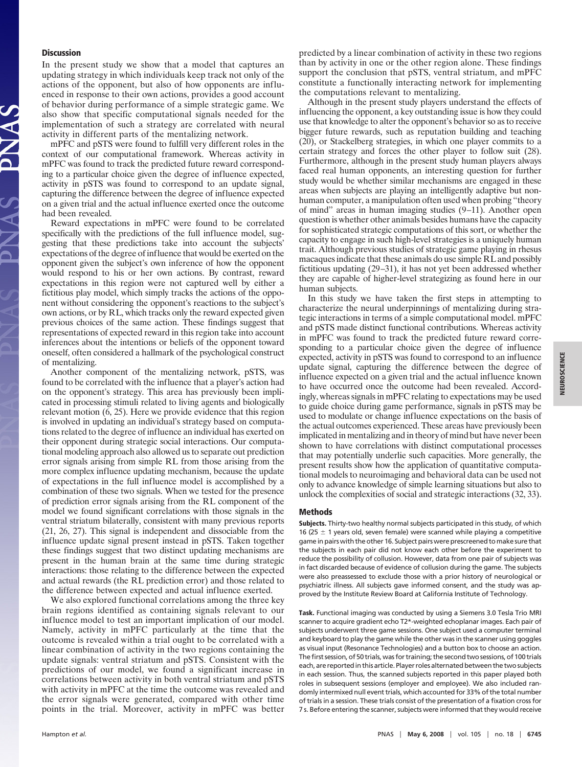## Discussion

In the present study we show that a model that captures an updating strategy in which individuals keep track not only of the actions of the opponent, but also of how opponents are influenced in response to their own actions, provides a good account of behavior during performance of a simple strategic game. We also show that specific computational signals needed for the implementation of such a strategy are correlated with neural activity in different parts of the mentalizing network.

mPFC and pSTS were found to fulfill very different roles in the context of our computational framework. Whereas activity in mPFC was found to track the predicted future reward corresponding to a particular choice given the degree of influence expected, activity in pSTS was found to correspond to an update signal, capturing the difference between the degree of influence expected on a given trial and the actual influence exerted once the outcome had been revealed.

Reward expectations in mPFC were found to be correlated specifically with the predictions of the full influence model, suggesting that these predictions take into account the subjects' expectations of the degree of influence that would be exerted on the opponent given the subject's own inference of how the opponent would respond to his or her own actions. By contrast, reward expectations in this region were not captured well by either a fictitious play model, which simply tracks the actions of the opponent without considering the opponent's reactions to the subject's own actions, or by RL, which tracks only the reward expected given previous choices of the same action. These findings suggest that representations of expected reward in this region take into account inferences about the intentions or beliefs of the opponent toward oneself, often considered a hallmark of the psychological construct of mentalizing.

Another component of the mentalizing network, pSTS, was found to be correlated with the influence that a player's action had on the opponent's strategy. This area has previously been implicated in processing stimuli related to living agents and biologically relevant motion (6, 25). Here we provide evidence that this region is involved in updating an individual's strategy based on computations related to the degree of influence an individual has exerted on their opponent during strategic social interactions. Our computational modeling approach also allowed us to separate out prediction error signals arising from simple RL from those arising from the more complex influence updating mechanism, because the update of expectations in the full influence model is accomplished by a combination of these two signals. When we tested for the presence of prediction error signals arising from the RL component of the model we found significant correlations with those signals in the ventral striatum bilaterally, consistent with many previous reports (21, 26, 27). This signal is independent and dissociable from the influence update signal present instead in pSTS. Taken together these findings suggest that two distinct updating mechanisms are present in the human brain at the same time during strategic interactions: those relating to the difference between the expected and actual rewards (the RL prediction error) and those related to the difference between expected and actual influence exerted.

We also explored functional correlations among the three key brain regions identified as containing signals relevant to our influence model to test an important implication of our model. Namely, activity in mPFC particularly at the time that the outcome is revealed within a trial ought to be correlated with a linear combination of activity in the two regions containing the update signals: ventral striatum and pSTS. Consistent with the predictions of our model, we found a significant increase in correlations between activity in both ventral striatum and pSTS with activity in mPFC at the time the outcome was revealed and the error signals were generated, compared with other time points in the trial. Moreover, activity in mPFC was better predicted by a linear combination of activity in these two regions than by activity in one or the other region alone. These findings support the conclusion that pSTS, ventral striatum, and mPFC constitute a functionally interacting network for implementing the computations relevant to mentalizing.

Although in the present study players understand the effects of influencing the opponent, a key outstanding issue is how they could use that knowledge to alter the opponent's behavior so as to receive bigger future rewards, such as reputation building and teaching (20), or Stackelberg strategies, in which one player commits to a certain strategy and forces the other player to follow suit (28). Furthermore, although in the present study human players always faced real human opponents, an interesting question for further study would be whether similar mechanisms are engaged in these areas when subjects are playing an intelligently adaptive but nonhuman computer, a manipulation often used when probing "theory of mind" areas in human imaging studies (9–11). Another open question is whether other animals besides humans have the capacity for sophisticated strategic computations of this sort, or whether the capacity to engage in such high-level strategies is a uniquely human trait. Although previous studies of strategic game playing in rhesus macaques indicate that these animals do use simple RL and possibly fictitious updating (29–31), it has not yet been addressed whether they are capable of higher-level strategizing as found here in our human subjects.

In this study we have taken the first steps in attempting to characterize the neural underpinnings of mentalizing during strategic interactions in terms of a simple computational model. mPFC and pSTS made distinct functional contributions. Whereas activity in mPFC was found to track the predicted future reward corresponding to a particular choice given the degree of influence expected, activity in pSTS was found to correspond to an influence update signal, capturing the difference between the degree of influence expected on a given trial and the actual influence known to have occurred once the outcome had been revealed. Accordingly, whereas signals in mPFC relating to expectations may be used to guide choice during game performance, signals in pSTS may be used to modulate or change influence expectations on the basis of the actual outcomes experienced. These areas have previously been implicated in mentalizing and in theory of mind but have never been shown to have correlations with distinct computational processes that may potentially underlie such capacities. More generally, the present results show how the application of quantitative computational models to neuroimaging and behavioral data can be used not only to advance knowledge of simple learning situations but also to unlock the complexities of social and strategic interactions (32, 33).

## Methods

**Subjects.** Thirty-two healthy normal subjects participated in this study, of which 16 (25 ± 1 years old, seven female) were scanned while playing a competitive game in pairs with the other 16. Subject pairs were prescreened to make sure that the subjects in each pair did not know each other before the experiment to reduce the possibility of collusion. However, data from one pair of subjects was in fact discarded because of evidence of collusion during the game. The subjects were also preassessed to exclude those with a prior history of neurological or psychiatric illness. All subjects gave informed consent, and the study was approved by the Institute Review Board at California Institute of Technology.

**Task.** Functional imaging was conducted by using a Siemens 3.0 Tesla Trio MRI scanner to acquire gradient echo T2*-weighted echoplanar images. Each pair of subjects underwent three game sessions. One subject used a computer terminal and keyboard to play the game while the other was in the scanner using goggles as visual input (Resonance Technologies) and a button box to choose an action. The first session, of 50 trials, was for training; the second two sessions, of 100 trials each, are reported in this article. Player roles alternated between the two subjects in each session. Thus, the scanned subjects reported in this paper played both roles in subsequent sessions (employer and employee). We also included randomly intermixed null event trials, which accounted for 33% of the total number of trials in a session. These trials consist of the presentation of a fixation cross for 7 s. Before entering the scanner, subjects were informed that they would receive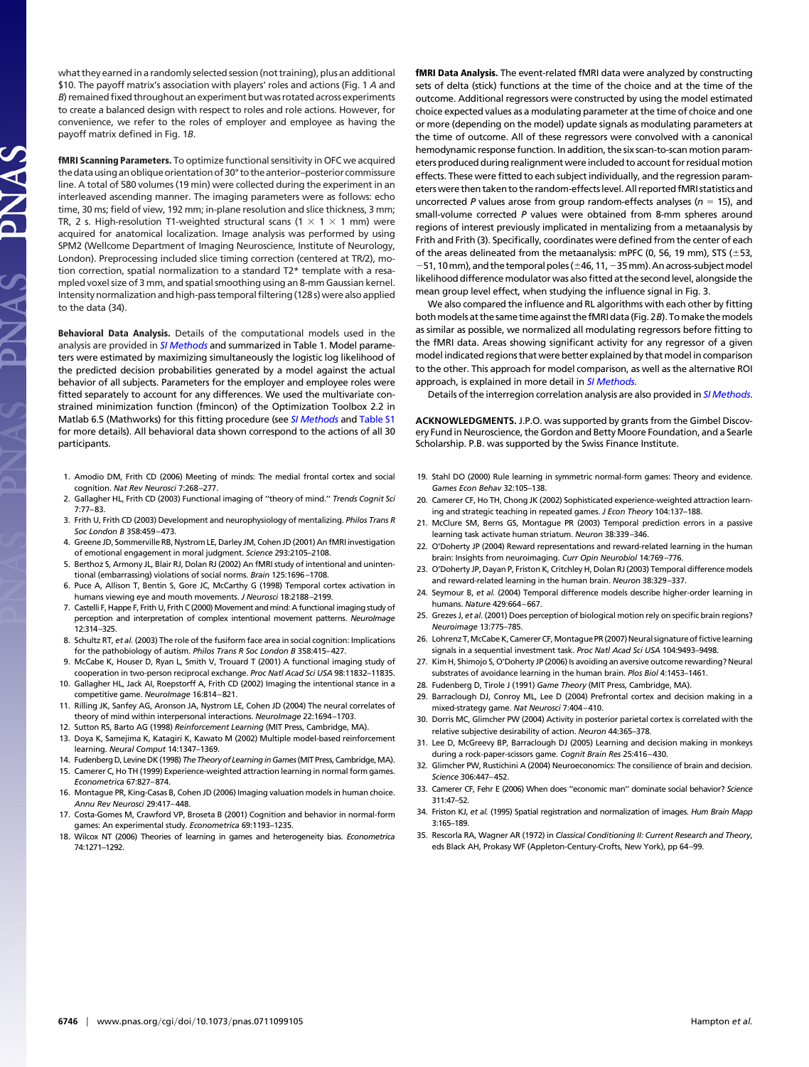what they earned in a randomly selected session (not training), plus an additional \$10. The payoff matrix's association with players' roles and actions (Fig. 1 *A* and *B*) remained fixed throughout an experiment but was rotated across experiments to create a balanced design with respect to roles and role actions. However, for convenience, we refer to the roles of employer and employee as having the payoff matrix defined in Fig. 1*B*.

**fMRI Scanning Parameters.** To optimize functional sensitivity in OFC we acquired the data using an oblique orientation of 30° to the anterior–posterior commissure line. A total of 580 volumes (19 min) were collected during the experiment in an interleaved ascending manner. The imaging parameters were as follows: echo time, 30 ms; field of view, 192 mm; in-plane resolution and slice thickness, 3 mm; TR, 2 s. High-resolution T1-weighted structural scans (1 × 1 × 1 mm) were acquired for anatomical localization. Image analysis was performed by using SPM2 (Wellcome Department of Imaging Neuroscience, Institute of Neurology, London). Preprocessing included slice timing correction (centered at TR/2), motion correction, spatial normalization to a standard T2* template with a resampled voxel size of 3 mm, and spatial smoothing using an 8-mm Gaussian kernel. Intensity normalization and high-pass temporal filtering (128 s) were also applied to the data (34).

**Behavioral Data Analysis.** Details of the computational models used in the analysis are provided in *SI Methods* and summarized in Table 1. Model parameters were estimated by maximizing simultaneously the logistic log likelihood of the predicted decision probabilities generated by a model against the actual behavior of all subjects. Parameters for the employer and employee roles were fitted separately to account for any differences. We used the multivariate constrained minimization function (fmincon) of the Optimization Toolbox 2.2 in Matlab 6.5 (Mathworks) for this fitting procedure (see *SI Methods* and Table S1 for more details). All behavioral data shown correspond to the actions of all 30 participants.

**fMRI Data Analysis.** The event-related fMRI data were analyzed by constructing sets of delta (stick) functions at the time of the choice and at the time of the outcome. Additional regressors were constructed by using the model estimated choice expected values as a modulating parameter at the time of choice and one or more (depending on the model) update signals as modulating parameters at the time of outcome. All of these regressors were convolved with a canonical hemodynamic response function. In addition, the six scan-to-scan motion parameters produced during realignment were included to account for residual motion effects. These were fitted to each subject individually, and the regression parameters were then taken to the random-effects level. All reported fMRI statistics and uncorrected *P* values arose from group random-effects analyses ($n = 15$), and small-volume corrected *P* values were obtained from 8-mm spheres around regions of interest previously implicated in mentalizing from a metaanalysis by Frith and Frith (3). Specifically, coordinates were defined from the center of each of the areas delineated from the metaanalysis: mPFC (0, 56, 19 mm), STS (±53, −51, 10 mm), and the temporal poles (±46, 11, −35 mm). An across-subject model likelihood difference modulator was also fitted at the second level, alongside the mean group level effect, when studying the influence signal in Fig. 3.

We also compared the influence and RL algorithms with each other by fitting both models at the same time against the fMRI data (Fig. 2*B*). To make the models as similar as possible, we normalized all modulating regressors before fitting to the fMRI data. Areas showing significant activity for any regressor of a given model indicated regions that were better explained by that model in comparison to the other. This approach for model comparison, as well as the alternative ROI approach, is explained in more detail in *SI Methods*.

Details of the interregion correlation analysis are also provided in *SI Methods*.

**ACKNOWLEDGMENTS.** J.P.O. was supported by grants from the Gimbel Discovery Fund in Neuroscience, the Gordon and Betty Moore Foundation, and a Searle Scholarship. P.B. was supported by the Swiss Finance Institute.

1. Amodio DM, Frith CD (2006) Meeting of minds: The medial frontal cortex and social cognition. *Nat Rev Neurosci* 7:268–277.
2. Gallagher HL, Frith CD (2003) Functional imaging of "theory of mind." *Trends Cognit Sci* 7:77–83.
3. Frith U, Frith CD (2003) Development and neurophysiology of mentalizing. *Philos Trans R Soc London B* 358:459–473.
4. Greene JD, Sommerville RB, Nystrom LE, Darley JM, Cohen JD (2001) An fMRI investigation of emotional engagement in moral judgment. *Science* 293:2105–2108.
5. Berthoz S, Armony JL, Blair RJ, Dolan RJ (2002) An fMRI study of intentional and unintentional (embarrassing) violations of social norms. *Brain* 125:1696–1708.
6. Puce A, Allison T, Bentin S, Gore JC, McCarthy G (1998) Temporal cortex activation in humans viewing eye and mouth movements. *J Neurosci* 18:2188–2199.
7. Castelli F, Happe F, Frith U, Frith C (2000) Movement and mind: A functional imaging study of perception and interpretation of complex intentional movement patterns. *NeuroImage* 12:314–325.
8. Schultz RT, *et al.* (2003) The role of the fusiform face area in social cognition: Implications for the pathobiology of autism. *Philos Trans R Soc London B* 358:415–427.
9. McCabe K, Houser D, Ryan L, Smith V, Trouard T (2001) A functional imaging study of cooperation in two-person reciprocal exchange. *Proc Natl Acad Sci USA* 98:11832–11835.
10. Gallagher HL, Jack AI, Roepstorff A, Frith CD (2002) Imaging the intentional stance in a competitive game. *NeuroImage* 16:814–821.
11. Rilling JK, Sanfey AG, Aronson JA, Nystrom LE, Cohen JD (2004) The neural correlates of theory of mind within interpersonal interactions. *NeuroImage* 22:1694–1703.
12. Sutton RS, Barto AG (1998) *Reinforcement Learning* (MIT Press, Cambridge, MA).
13. Doya K, Samejima K, Katagiri K, Kawato M (2002) Multiple model-based reinforcement learning. *Neural Comput* 14:1347–1369.
14. Fudenberg D, Levine DK (1998) *The Theory of Learning in Games* (MIT Press, Cambridge, MA).
15. Camerer C, Ho TH (1999) Experience-weighted attraction learning in normal form games. *Econometrica* 67:827–874.
16. Montague PR, King-Casas B, Cohen JD (2006) Imaging valuation models in human choice. *Annu Rev Neurosci* 29:417–448.
17. Costa-Gomes M, Crawford VP, Broseta B (2001) Cognition and behavior in normal-form games: An experimental study. *Econometrica* 69:1193–1235.
18. Wilcox NT (2006) Theories of learning in games and heterogeneity bias. *Econometrica* 74:1271–1292.
19. Stahl DO (2000) Rule learning in symmetric normal-form games: Theory and evidence. *Games Econ Behav* 32:105–138.
20. Camerer CF, Ho TH, Chong JK (2002) Sophisticated experience-weighted attraction learning and strategic teaching in repeated games. *J Econ Theory* 104:137–188.
21. McClure SM, Berns GS, Montague PR (2003) Temporal prediction errors in a passive learning task activate human striatum. *Neuron* 38:339–346.
22. O'Doherty JP (2004) Reward representations and reward-related learning in the human brain: Insights from neuroimaging. *Curr Opin Neurobiol* 14:769–776.
23. O'Doherty JP, Dayan P, Friston K, Critchley H, Dolan RJ (2003) Temporal difference models and reward-related learning in the human brain. *Neuron* 38:329–337.
24. Seymour B, *et al.* (2004) Temporal difference models describe higher-order learning in humans. *Nature* 429:664–667.
25. Grezes J, *et al.* (2001) Does perception of biological motion rely on specific brain regions? *Neuroimage* 13:775–785.
26. Lohrenz T, McCabe K, Camerer CF, Montague PR (2007) Neural signature of fictive learning signals in a sequential investment task. *Proc Natl Acad Sci USA* 104:9493–9498.
27. Kim H, Shimojo S, O'Doherty JP (2006) Is avoiding an aversive outcome rewarding? Neural substrates of avoidance learning in the human brain. *Plos Biol* 4:1453–1461.
28. Fudenberg D, Tirole J (1991) *Game Theory* (MIT Press, Cambridge, MA).
29. Barraclough DJ, Conroy ML, Lee D (2004) Prefrontal cortex and decision making in a mixed-strategy game. *Nat Neurosci* 7:404–410.
30. Dorris MC, Glimcher PW (2004) Activity in posterior parietal cortex is correlated with the relative subjective desirability of action. *Neuron* 44:365–378.
31. Lee D, McGreevy BP, Barraclough DJ (2005) Learning and decision making in monkeys during a rock-paper-scissors game. *Cognit Brain Res* 25:416–430.
32. Glimcher PW, Rustichini A (2004) Neuroeconomics: The consilience of brain and decision. *Science* 306:447–452.
33. Camerer CF, Fehr E (2006) When does "economic man" dominate social behavior? *Science* 311:47–52.
34. Friston KJ, *et al.* (1995) Spatial registration and normalization of images. *Hum Brain Mapp* 3:165–189.
35. Rescorla RA, Wagner AR (1972) in *Classical Conditioning II: Current Research and Theory*, eds Black AH, Prokasy WF (Appleton-Century-Crofts, New York), pp 64–99.